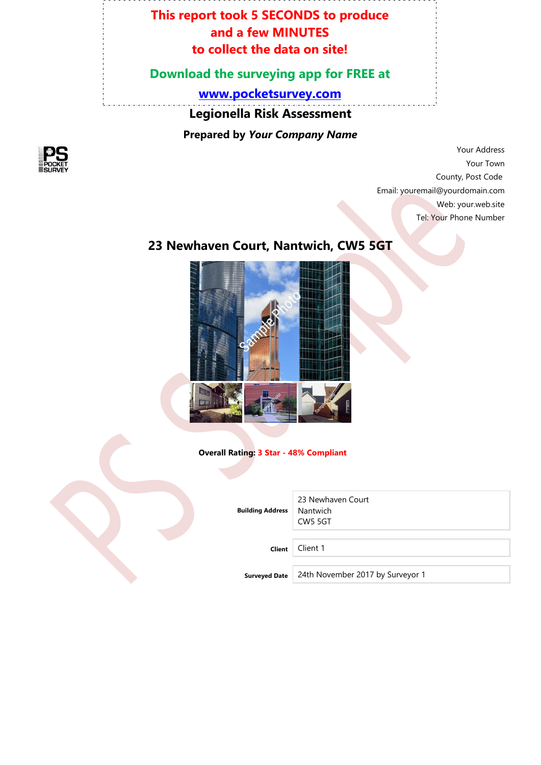**This report took 5 SECONDS to produce and a few MINUTES to collect the data on site!**

**Download the surveying app for FREE at**

**www.pocketsurvey.com**

# Legionella Risk Assessment

**Prepared by *Your Company Name***

Your Address
Your Town
County, Post Code
Email: youremail@yourdomain.com
Web: your.web.site
Tel: Your Phone Number

## 23 Newhaven Court, Nantwich, CW5 5GT

**Overall Rating:** **3 Star - 48% Compliant**

| | |
|---|---|
| **Building Address** | 23 Newhaven Court<br>Nantwich<br>CW5 5GT |
| **Client** | Client 1 |
| **Surveyed Date** | 24th November 2017 by Surveyor 1 |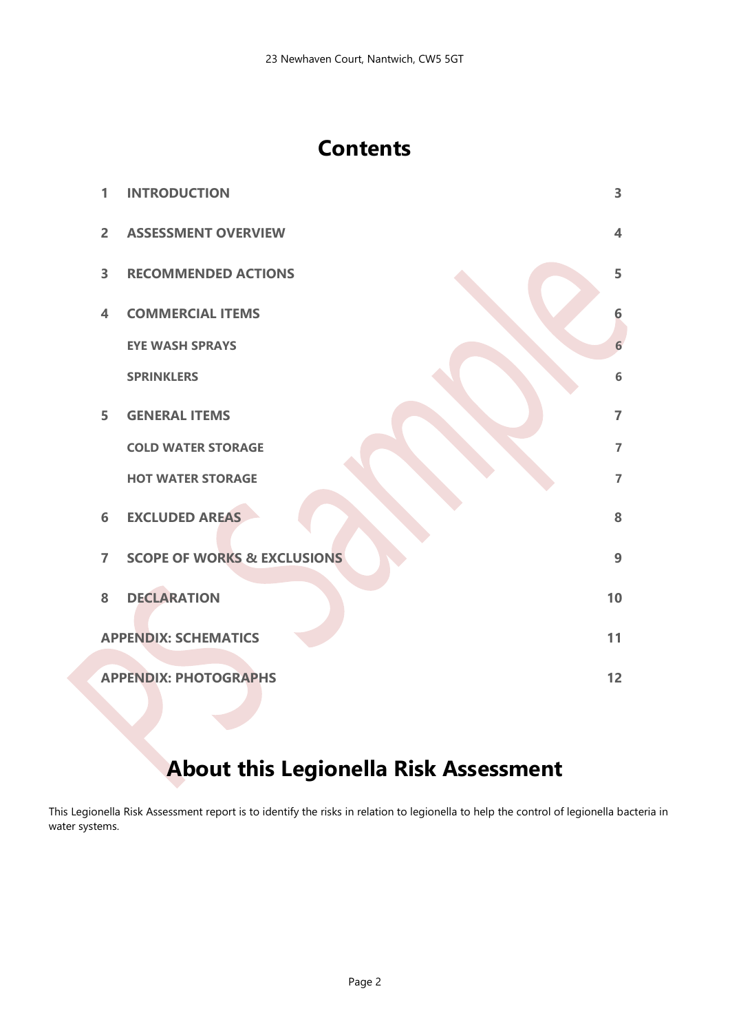# Contents

| | | |
|---|---|---|
| 1 | **INTRODUCTION** | 3 |
| 2 | **ASSESSMENT OVERVIEW** | 4 |
| 3 | **RECOMMENDED ACTIONS** | 5 |
| 4 | **COMMERCIAL ITEMS** | 6 |
| | **EYE WASH SPRAYS** | 6 |
| | **SPRINKLERS** | 6 |
| 5 | **GENERAL ITEMS** | 7 |
| | **COLD WATER STORAGE** | 7 |
| | **HOT WATER STORAGE** | 7 |
| 6 | **EXCLUDED AREAS** | 8 |
| 7 | **SCOPE OF WORKS & EXCLUSIONS** | 9 |
| 8 | **DECLARATION** | 10 |
| **APPENDIX: SCHEMATICS** | | 11 |
| **APPENDIX: PHOTOGRAPHS** | | 12 |

# About this Legionella Risk Assessment

This Legionella Risk Assessment report is to identify the risks in relation to legionella to help the control of legionella bacteria in water systems.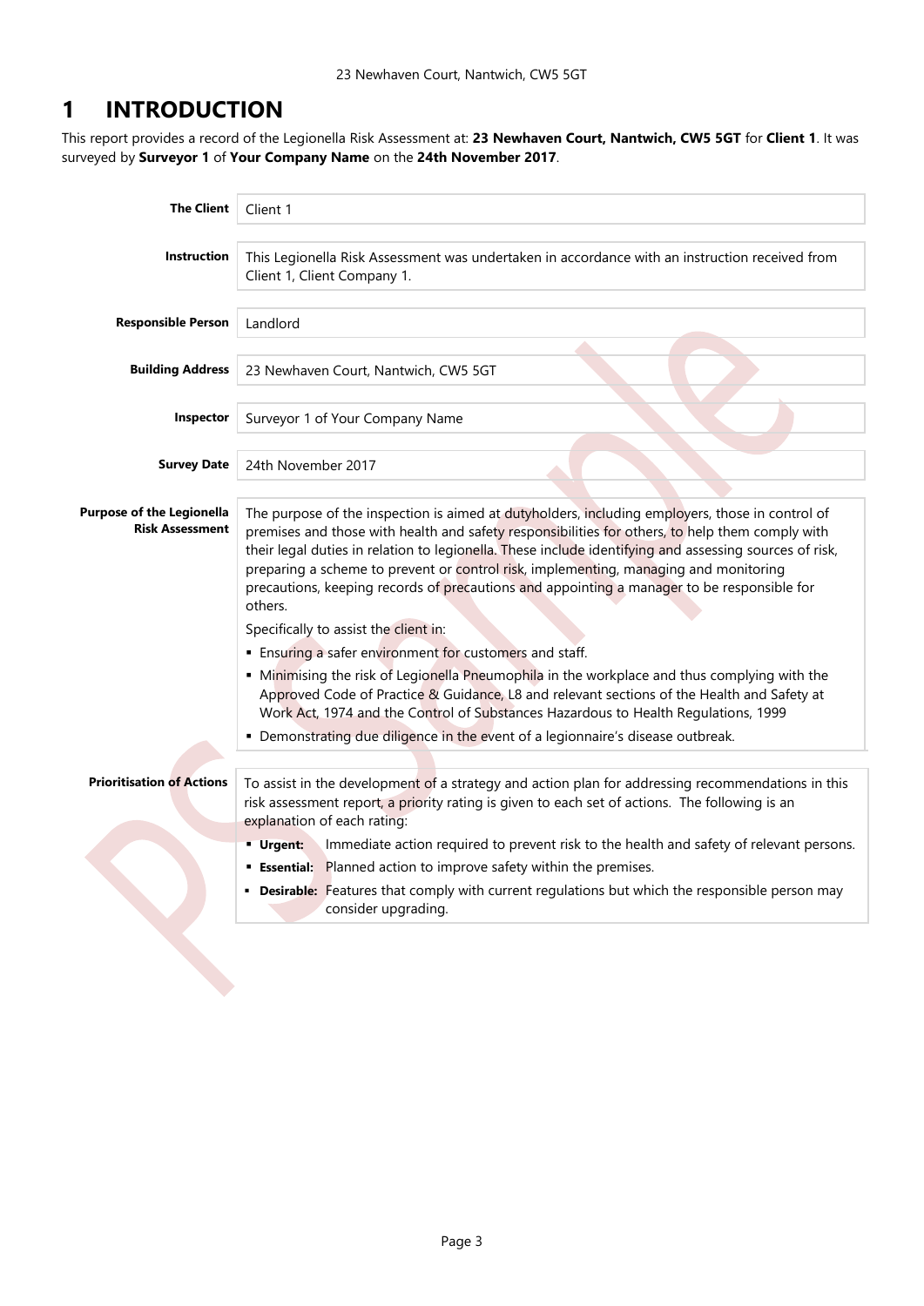# 1 INTRODUCTION

This report provides a record of the Legionella Risk Assessment at: **23 Newhaven Court, Nantwich, CW5 5GT** for **Client 1**. It was surveyed by **Surveyor 1** of **Your Company Name** on the **24th November 2017**.

| | |
|---|---|
| **The Client** | Client 1 |
| **Instruction** | This Legionella Risk Assessment was undertaken in accordance with an instruction received from Client 1, Client Company 1. |
| **Responsible Person** | Landlord |
| **Building Address** | 23 Newhaven Court, Nantwich, CW5 5GT |
| **Inspector** | Surveyor 1 of Your Company Name |
| **Survey Date** | 24th November 2017 |
| **Purpose of the Legionella Risk Assessment** | The purpose of the inspection is aimed at dutyholders, including employers, those in control of premises and those with health and safety responsibilities for others, to help them comply with their legal duties in relation to legionella. These include identifying and assessing sources of risk, preparing a scheme to prevent or control risk, implementing, managing and monitoring precautions, keeping records of precautions and appointing a manager to be responsible for others.<br><br>Specifically to assist the client in:<br>▪ Ensuring a safer environment for customers and staff.<br>▪ Minimising the risk of Legionella Pneumophila in the workplace and thus complying with the Approved Code of Practice & Guidance, L8 and relevant sections of the Health and Safety at Work Act, 1974 and the Control of Substances Hazardous to Health Regulations, 1999<br>▪ Demonstrating due diligence in the event of a legionnaire's disease outbreak. |
| **Prioritisation of Actions** | To assist in the development of a strategy and action plan for addressing recommendations in this risk assessment report, a priority rating is given to each set of actions. The following is an explanation of each rating:<br>▪ **Urgent:** Immediate action required to prevent risk to the health and safety of relevant persons.<br>▪ **Essential:** Planned action to improve safety within the premises.<br>▪ **Desirable:** Features that comply with current regulations but which the responsible person may consider upgrading. |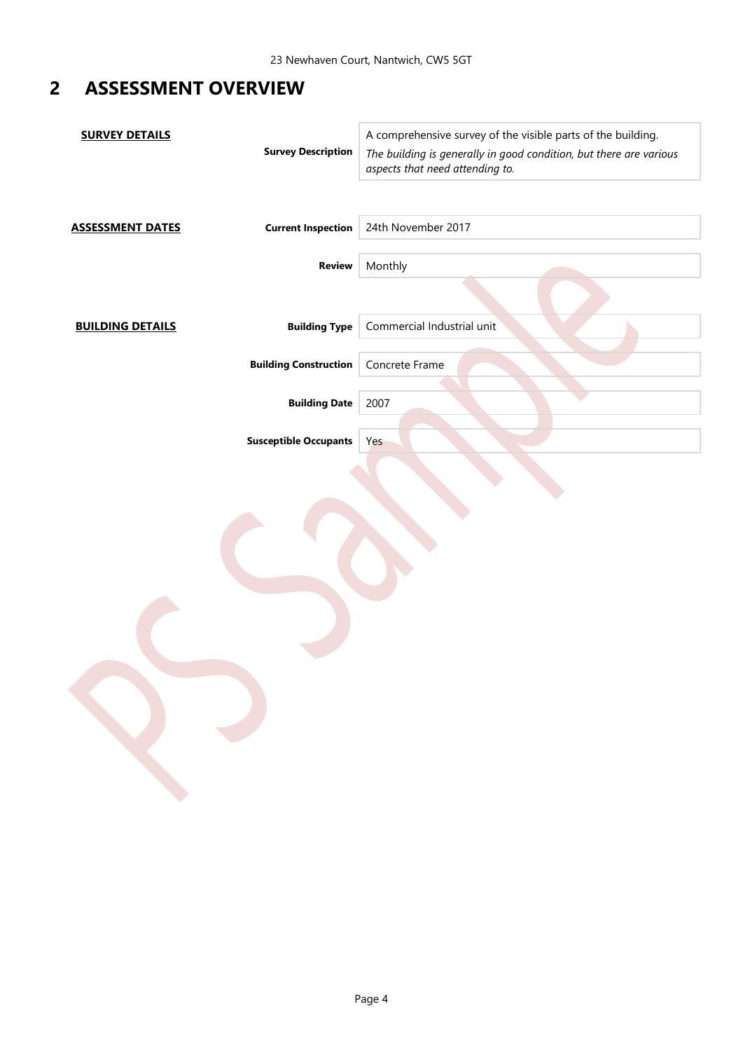# 2 ASSESSMENT OVERVIEW

| | | |
|---|---|---|
| **SURVEY DETAILS** | **Survey Description** | A comprehensive survey of the visible parts of the building. *The building is generally in good condition, but there are various aspects that need attending to.* |
| **ASSESSMENT DATES** | **Current Inspection** | 24th November 2017 |
| | **Review** | Monthly |
| **BUILDING DETAILS** | **Building Type** | Commercial Industrial unit |
| | **Building Construction** | Concrete Frame |
| | **Building Date** | 2007 |
| | **Susceptible Occupants** | Yes |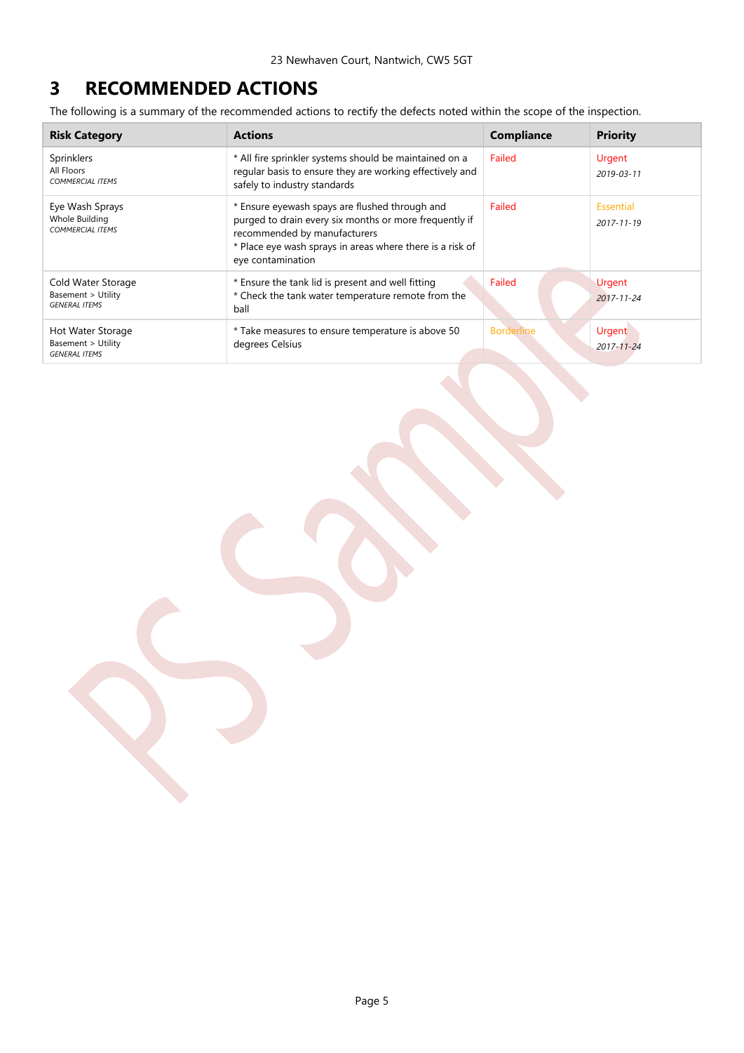# 3 RECOMMENDED ACTIONS

The following is a summary of the recommended actions to rectify the defects noted within the scope of the inspection.

| Risk Category | Actions | Compliance | Priority |
|---|---|---|---|
| Sprinklers<br>All Floors<br>*COMMERCIAL ITEMS* | * All fire sprinkler systems should be maintained on a regular basis to ensure they are working effectively and safely to industry standards | Failed | Urgent<br>*2019-03-11* |
| Eye Wash Sprays<br>Whole Building<br>*COMMERCIAL ITEMS* | * Ensure eyewash spays are flushed through and purged to drain every six months or more frequently if recommended by manufacturers<br>* Place eye wash sprays in areas where there is a risk of eye contamination | Failed | Essential<br>*2017-11-19* |
| Cold Water Storage<br>Basement > Utility<br>*GENERAL ITEMS* | * Ensure the tank lid is present and well fitting<br>* Check the tank water temperature remote from the ball | Failed | Urgent<br>*2017-11-24* |
| Hot Water Storage<br>Basement > Utility<br>*GENERAL ITEMS* | * Take measures to ensure temperature is above 50 degrees Celsius | Borderline | Urgent<br>*2017-11-24* |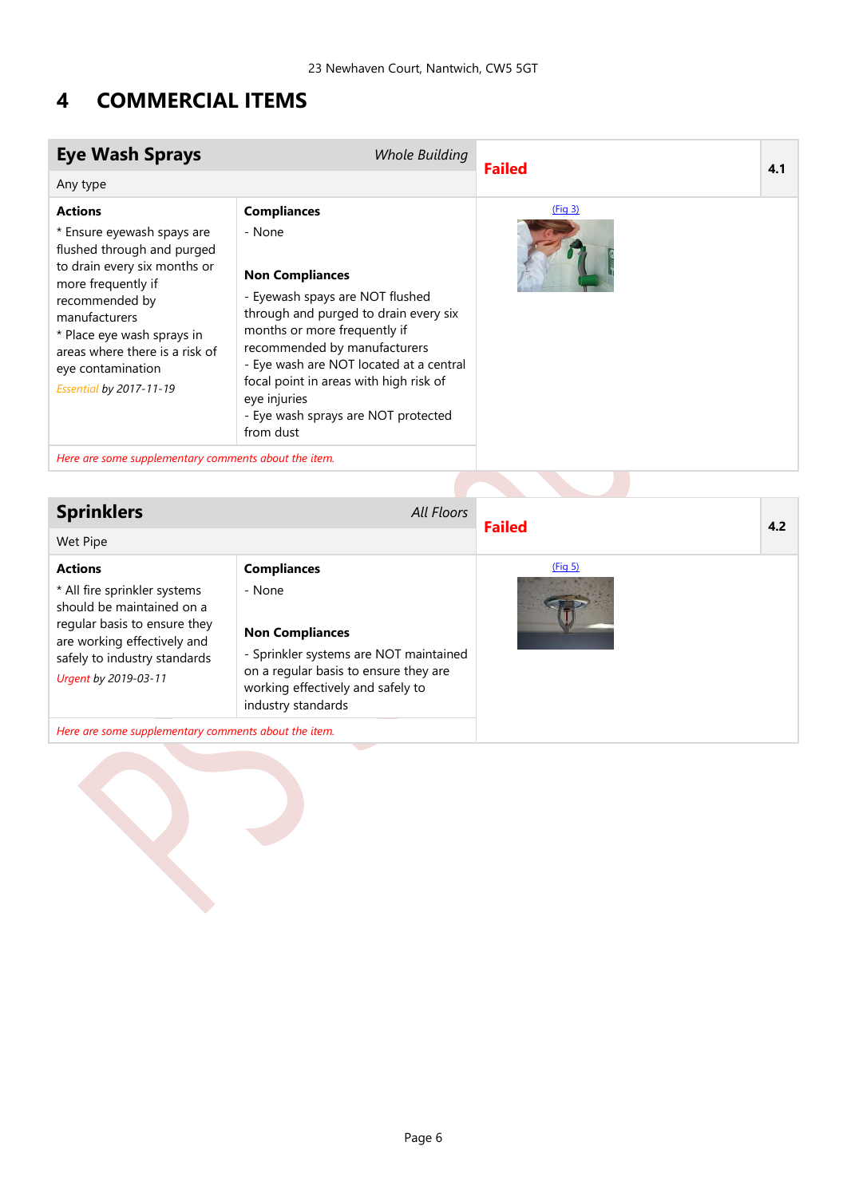# 4 COMMERCIAL ITEMS

| Eye Wash Sprays — *Whole Building* | | **Failed** | **4.1** |
|---|---|---|---|
| Any type | | | |
| **Actions**<br>* Ensure eyewash spays are flushed through and purged to drain every six months or more frequently if recommended by manufacturers<br>* Place eye wash sprays in areas where there is a risk of eye contamination<br>*Essential by 2017-11-19* | **Compliances**<br>- None<br><br>**Non Compliances**<br>- Eyewash spays are NOT flushed through and purged to drain every six months or more frequently if recommended by manufacturers<br>- Eye wash are NOT located at a central focal point in areas with high risk of eye injuries<br>- Eye wash sprays are NOT protected from dust | (Fig 3) | |
| *Here are some supplementary comments about the item.* | | | |

| Sprinklers — *All Floors* | | **Failed** | **4.2** |
|---|---|---|---|
| Wet Pipe | | | |
| **Actions**<br>* All fire sprinkler systems should be maintained on a regular basis to ensure they are working effectively and safely to industry standards<br>*Urgent by 2019-03-11* | **Compliances**<br>- None<br><br>**Non Compliances**<br>- Sprinkler systems are NOT maintained on a regular basis to ensure they are working effectively and safely to industry standards | (Fig 5) | |
| *Here are some supplementary comments about the item.* | | | |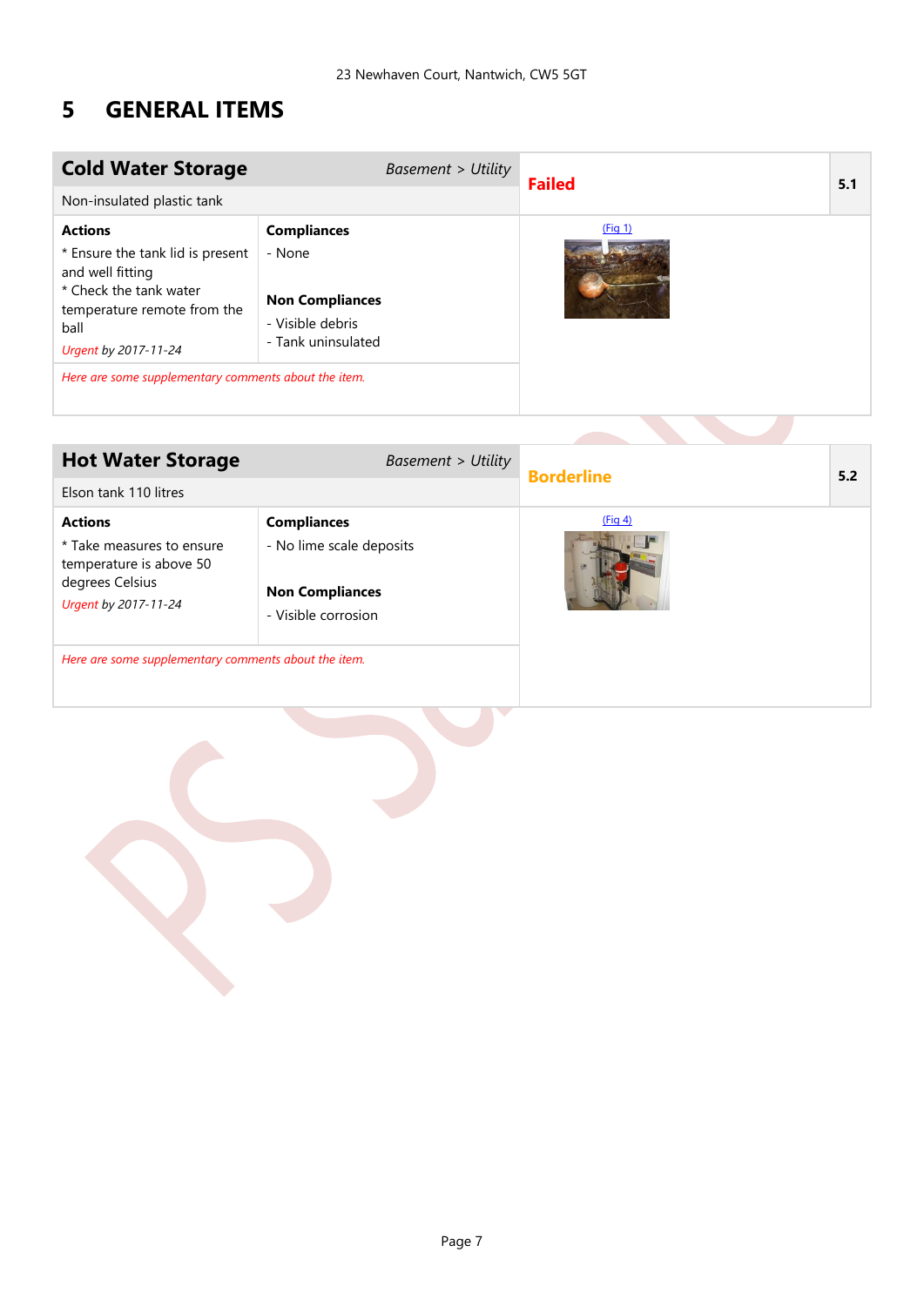# 5 GENERAL ITEMS

## Cold Water Storage

*Basement > Utility*

**Failed** — 5.1

Non-insulated plastic tank

**Actions**

* Ensure the tank lid is present and well fitting
* Check the tank water temperature remote from the ball

*Urgent by 2017-11-24*

**Compliances**

- None

**Non Compliances**

- Visible debris
- Tank uninsulated

(Fig 1)

*Here are some supplementary comments about the item.*

## Hot Water Storage

*Basement > Utility*

**Borderline** — 5.2

Elson tank 110 litres

**Actions**

* Take measures to ensure temperature is above 50 degrees Celsius

*Urgent by 2017-11-24*

**Compliances**

- No lime scale deposits

**Non Compliances**

- Visible corrosion

(Fig 4)

*Here are some supplementary comments about the item.*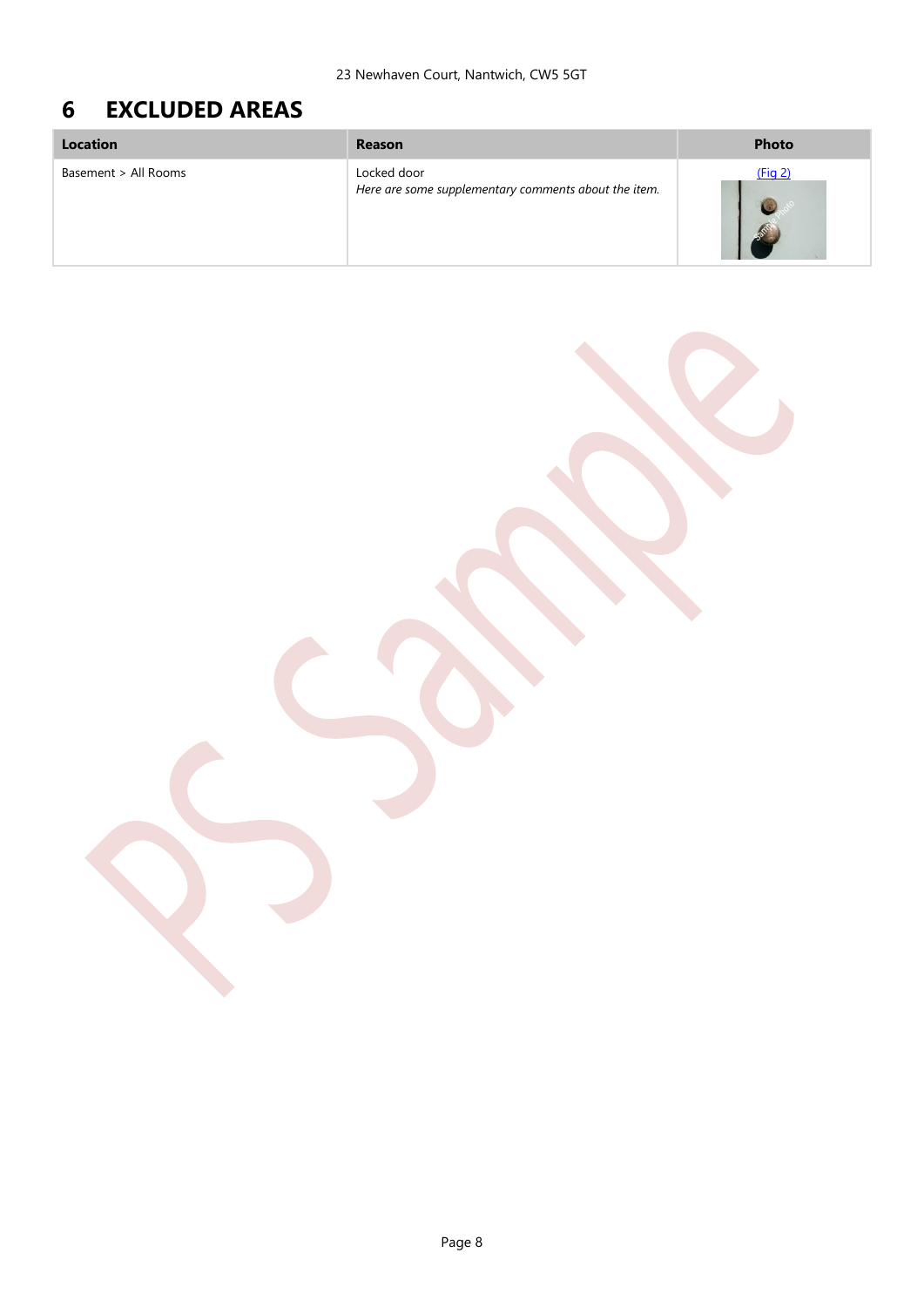# 6 EXCLUDED AREAS

| Location | Reason | Photo |
| --- | --- | --- |
| Basement > All Rooms | Locked door<br>*Here are some supplementary comments about the item.* | (Fig 2) |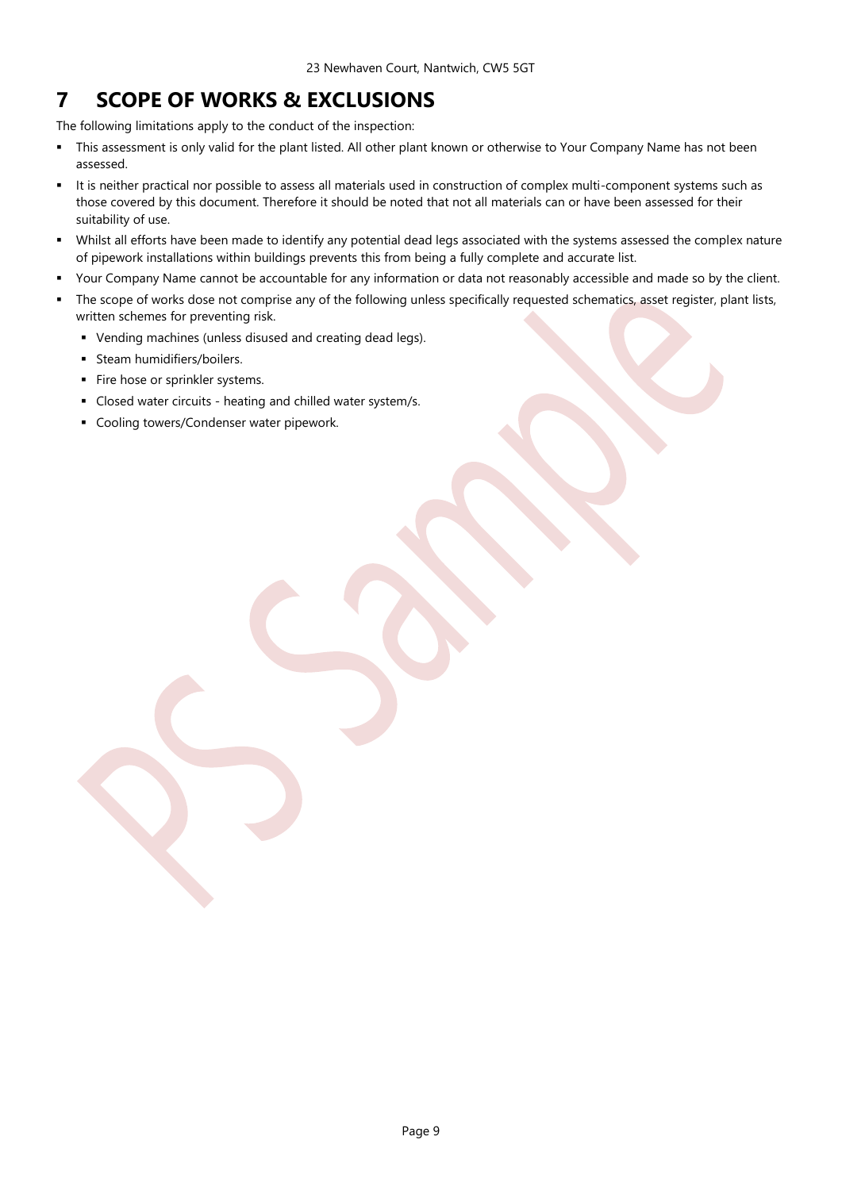# 7 SCOPE OF WORKS & EXCLUSIONS

The following limitations apply to the conduct of the inspection:

- This assessment is only valid for the plant listed. All other plant known or otherwise to Your Company Name has not been assessed.
- It is neither practical nor possible to assess all materials used in construction of complex multi-component systems such as those covered by this document. Therefore it should be noted that not all materials can or have been assessed for their suitability of use.
- Whilst all efforts have been made to identify any potential dead legs associated with the systems assessed the complex nature of pipework installations within buildings prevents this from being a fully complete and accurate list.
- Your Company Name cannot be accountable for any information or data not reasonably accessible and made so by the client.
- The scope of works dose not comprise any of the following unless specifically requested schematics, asset register, plant lists, written schemes for preventing risk.
  - Vending machines (unless disused and creating dead legs).
  - Steam humidifiers/boilers.
  - Fire hose or sprinkler systems.
  - Closed water circuits - heating and chilled water system/s.
  - Cooling towers/Condenser water pipework.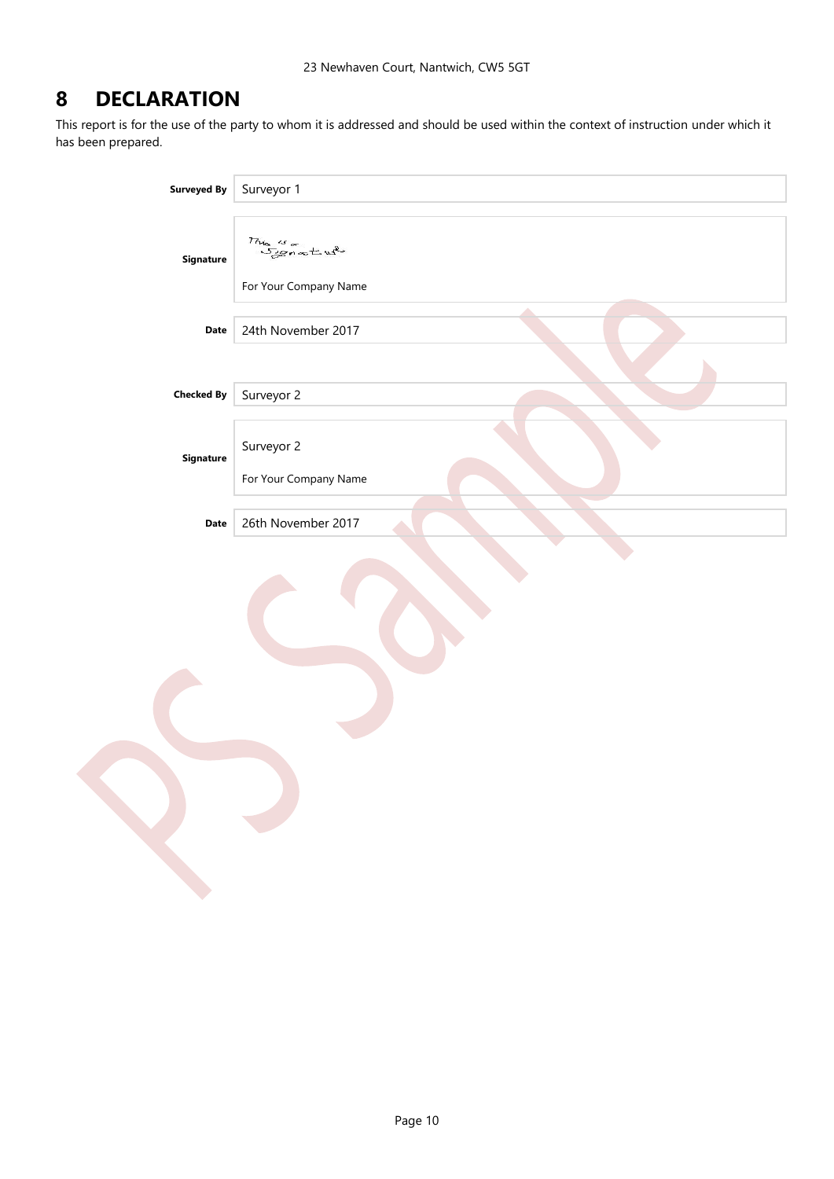# 8 DECLARATION

This report is for the use of the party to whom it is addressed and should be used within the context of instruction under which it has been prepared.

| | |
|---|---|
| **Surveyed By** | Surveyor 1 |
| **Signature** | This is a Signature<br>For Your Company Name |
| **Date** | 24th November 2017 |
| **Checked By** | Surveyor 2 |
| **Signature** | Surveyor 2<br>For Your Company Name |
| **Date** | 26th November 2017 |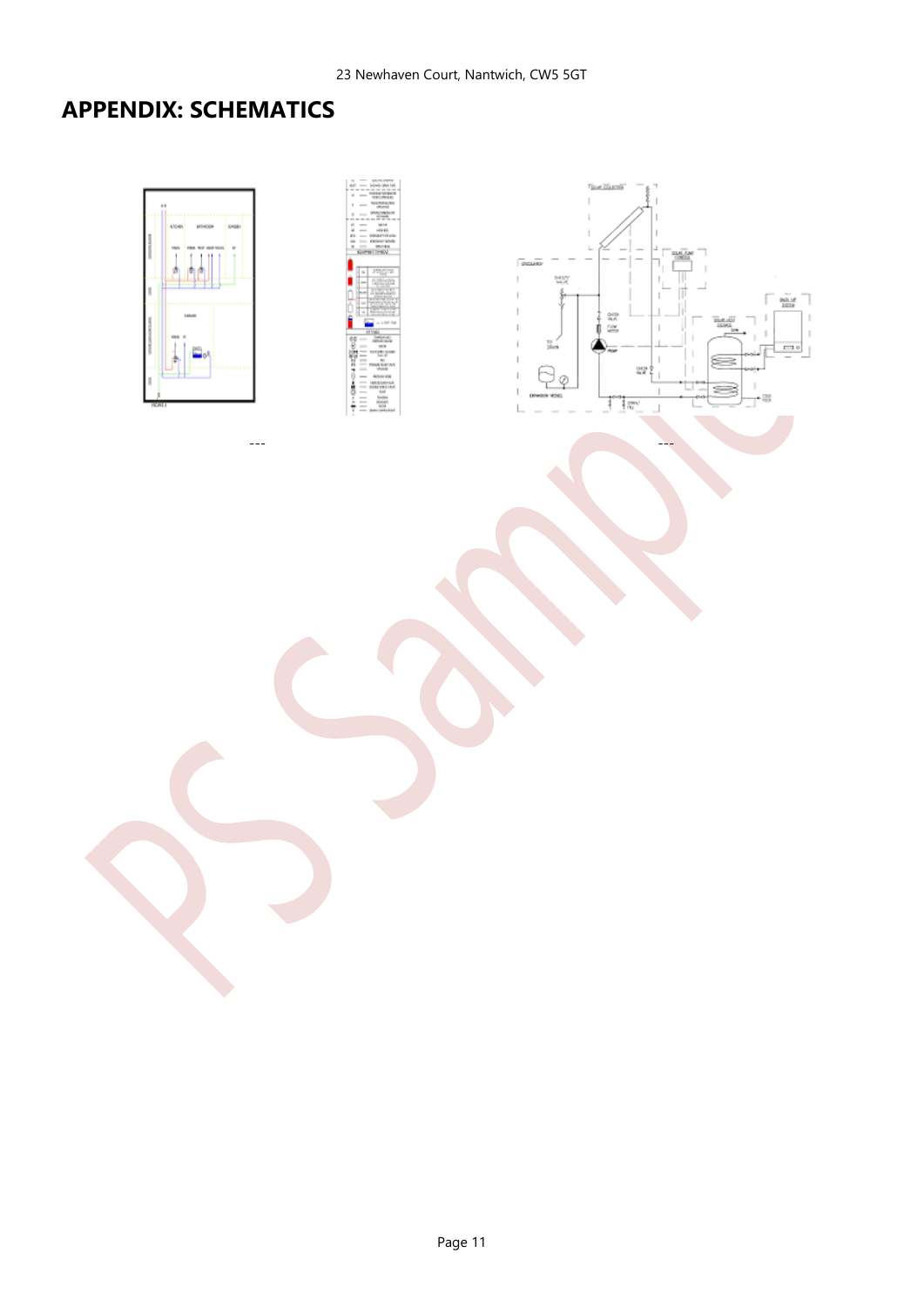# APPENDIX: SCHEMATICS

---

---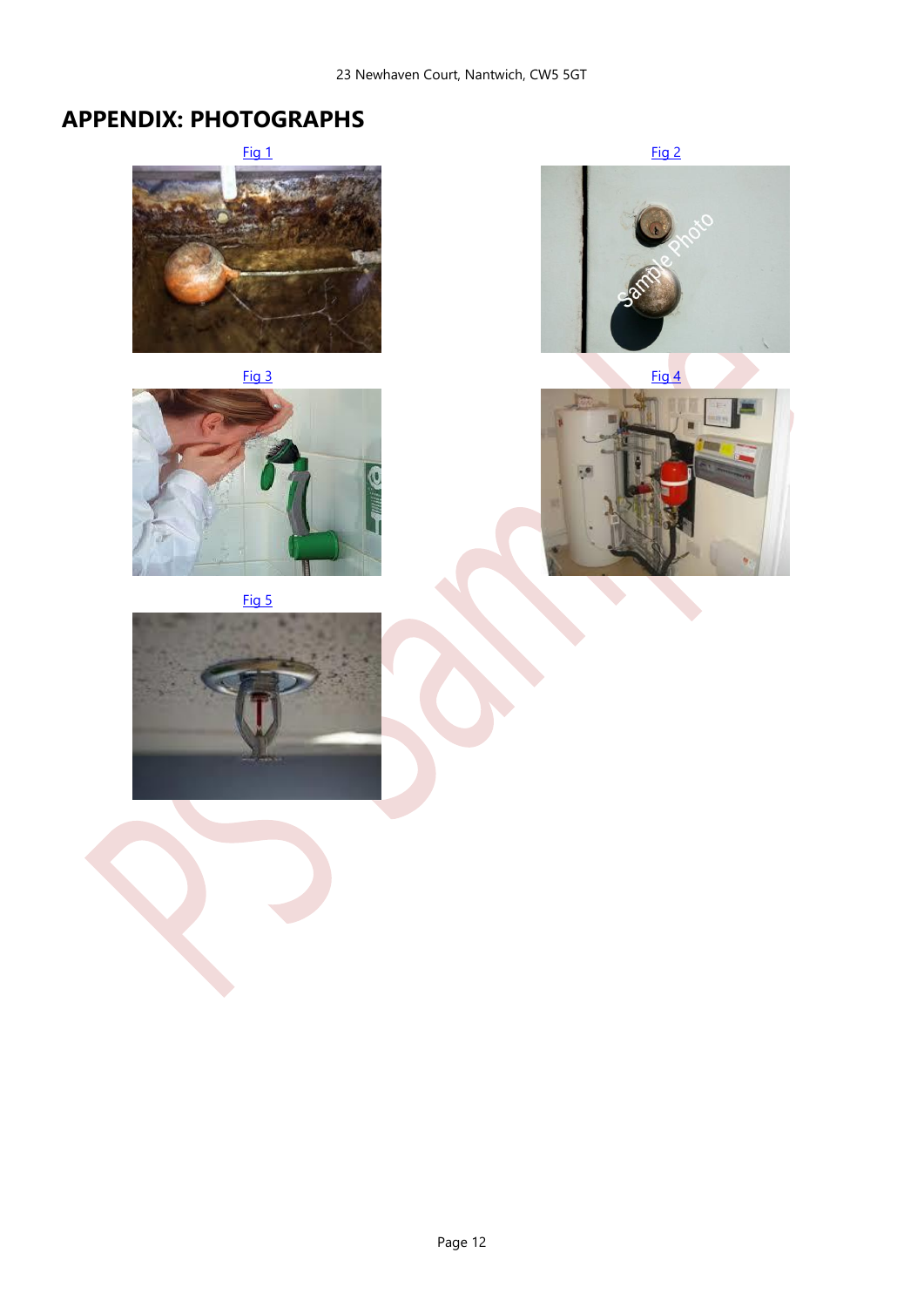# APPENDIX: PHOTOGRAPHS

Fig 1

Fig 2

Fig 3

Fig 4

Fig 5